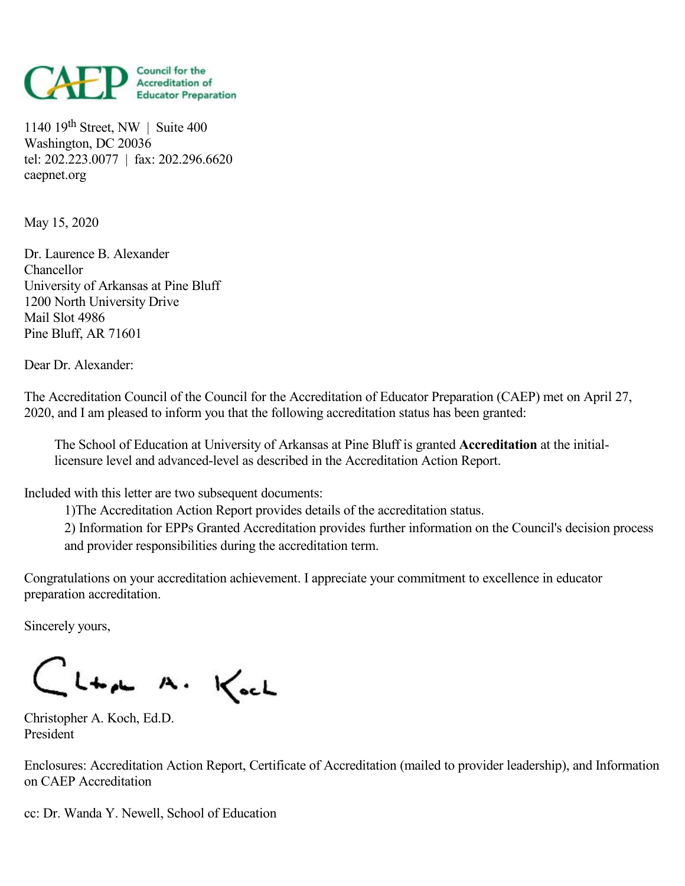**CAEP** Council for the Accreditation of Educator Preparation

1140 19th Street, NW | Suite 400
Washington, DC 20036
tel: 202.223.0077 | fax: 202.296.6620
caepnet.org

May 15, 2020

Dr. Laurence B. Alexander
Chancellor
University of Arkansas at Pine Bluff
1200 North University Drive
Mail Slot 4986
Pine Bluff, AR 71601

Dear Dr. Alexander:

The Accreditation Council of the Council for the Accreditation of Educator Preparation (CAEP) met on April 27, 2020, and I am pleased to inform you that the following accreditation status has been granted:

> The School of Education at University of Arkansas at Pine Bluff is granted **Accreditation** at the initial-licensure level and advanced-level as described in the Accreditation Action Report.

Included with this letter are two subsequent documents:

1) The Accreditation Action Report provides details of the accreditation status.
2) Information for EPPs Granted Accreditation provides further information on the Council's decision process and provider responsibilities during the accreditation term.

Congratulations on your accreditation achievement. I appreciate your commitment to excellence in educator preparation accreditation.

Sincerely yours,

Christopher A. Koch

Christopher A. Koch, Ed.D.
President

Enclosures: Accreditation Action Report, Certificate of Accreditation (mailed to provider leadership), and Information on CAEP Accreditation

cc: Dr. Wanda Y. Newell, School of Education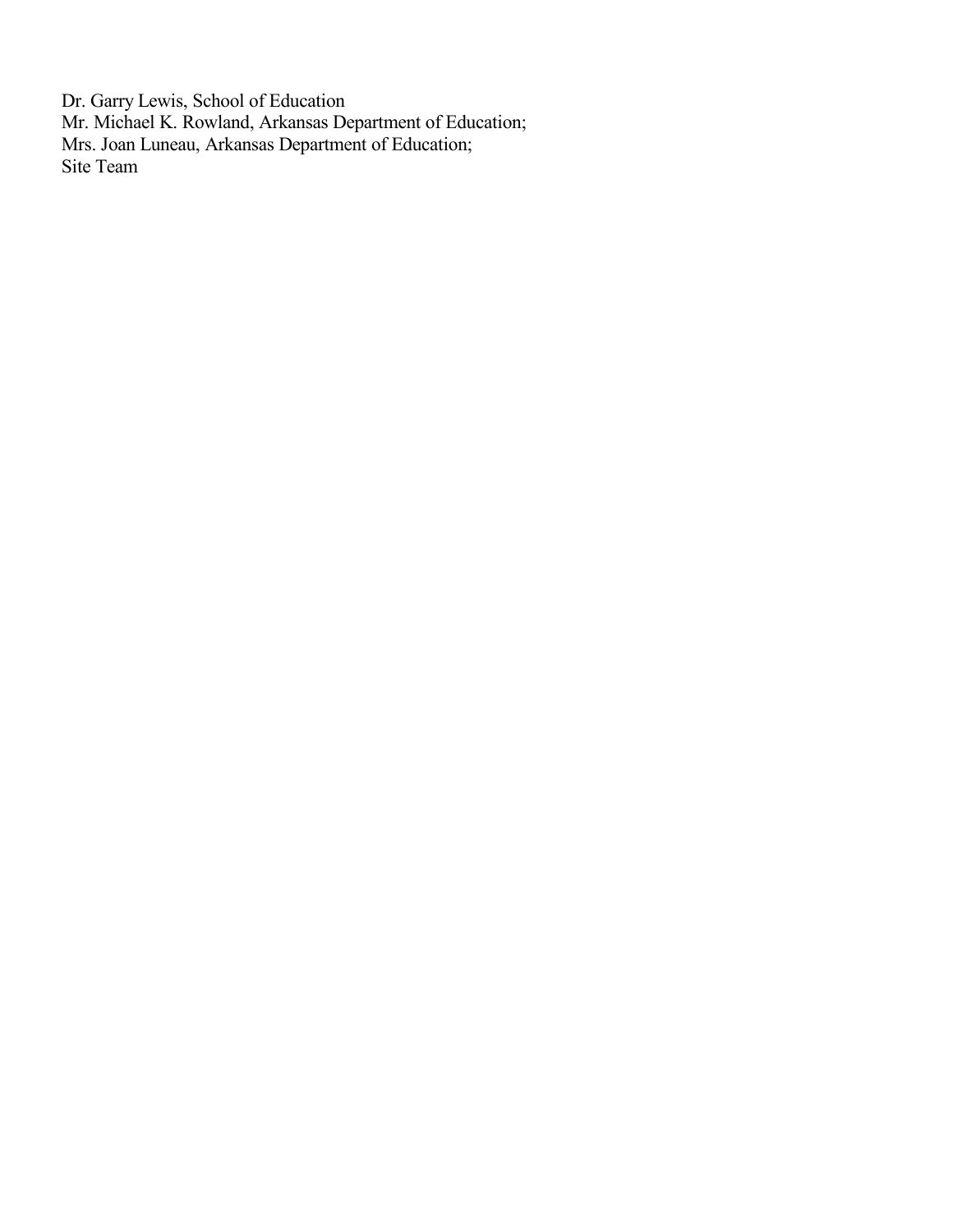Dr. Garry Lewis, School of Education
Mr. Michael K. Rowland, Arkansas Department of Education;
Mrs. Joan Luneau, Arkansas Department of Education;
Site Team